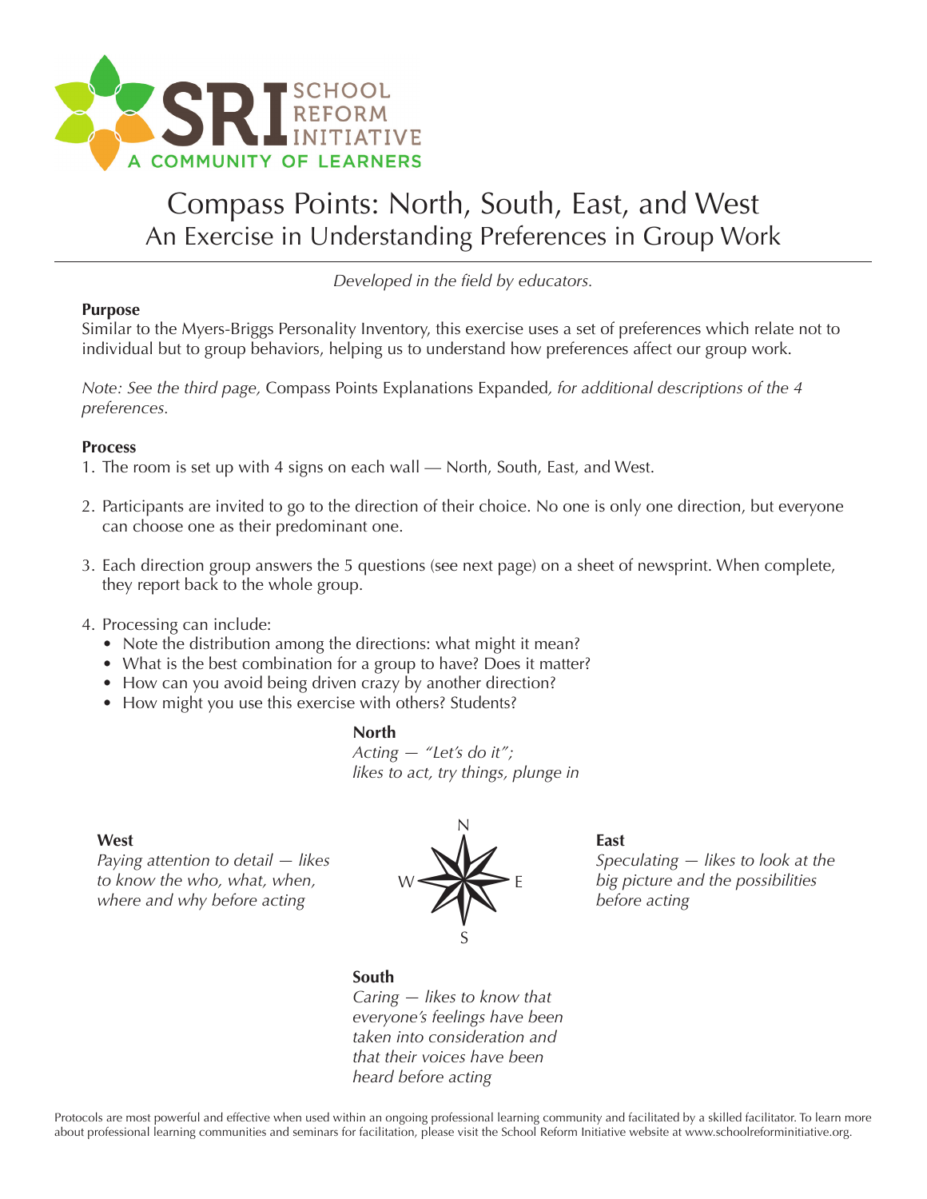# Compass Points: North, South, East, and West

## An Exercise in Understanding Preferences in Group Work

*Developed in the field by educators.*

**Purpose**

Similar to the Myers-Briggs Personality Inventory, this exercise uses a set of preferences which relate not to individual but to group behaviors, helping us to understand how preferences affect our group work.

*Note: See the third page,* Compass Points Explanations Expanded*, for additional descriptions of the 4 preferences.*

**Process**

1. The room is set up with 4 signs on each wall — North, South, East, and West.
2. Participants are invited to go to the direction of their choice. No one is only one direction, but everyone can choose one as their predominant one.
3. Each direction group answers the 5 questions (see next page) on a sheet of newsprint. When complete, they report back to the whole group.
4. Processing can include:
   - Note the distribution among the directions: what might it mean?
   - What is the best combination for a group to have? Does it matter?
   - How can you avoid being driven crazy by another direction?
   - How might you use this exercise with others? Students?

**North**
*Acting — "Let's do it"; likes to act, try things, plunge in*

**West**
*Paying attention to detail — likes to know the who, what, when, where and why before acting*

**East**
*Speculating — likes to look at the big picture and the possibilities before acting*

**South**
*Caring — likes to know that everyone's feelings have been taken into consideration and that their voices have been heard before acting*

Protocols are most powerful and effective when used within an ongoing professional learning community and facilitated by a skilled facilitator. To learn more about professional learning communities and seminars for facilitation, please visit the School Reform Initiative website at www.schoolreforminitiative.org.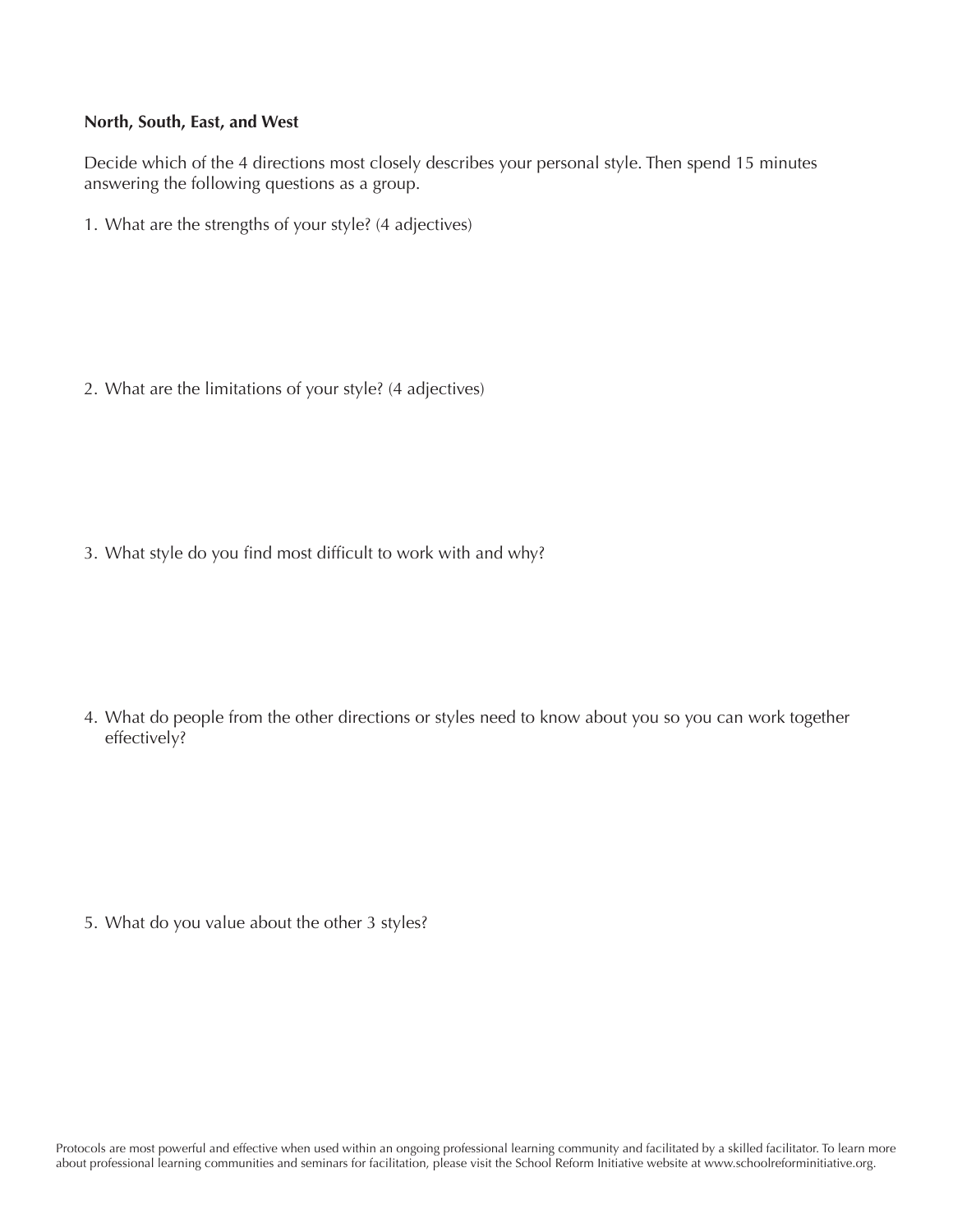**North, South, East, and West**

Decide which of the 4 directions most closely describes your personal style. Then spend 15 minutes answering the following questions as a group.

1. What are the strengths of your style? (4 adjectives)

2. What are the limitations of your style? (4 adjectives)

3. What style do you find most difficult to work with and why?

4. What do people from the other directions or styles need to know about you so you can work together effectively?

5. What do you value about the other 3 styles?

Protocols are most powerful and effective when used within an ongoing professional learning community and facilitated by a skilled facilitator. To learn more about professional learning communities and seminars for facilitation, please visit the School Reform Initiative website at www.schoolreforminitiative.org.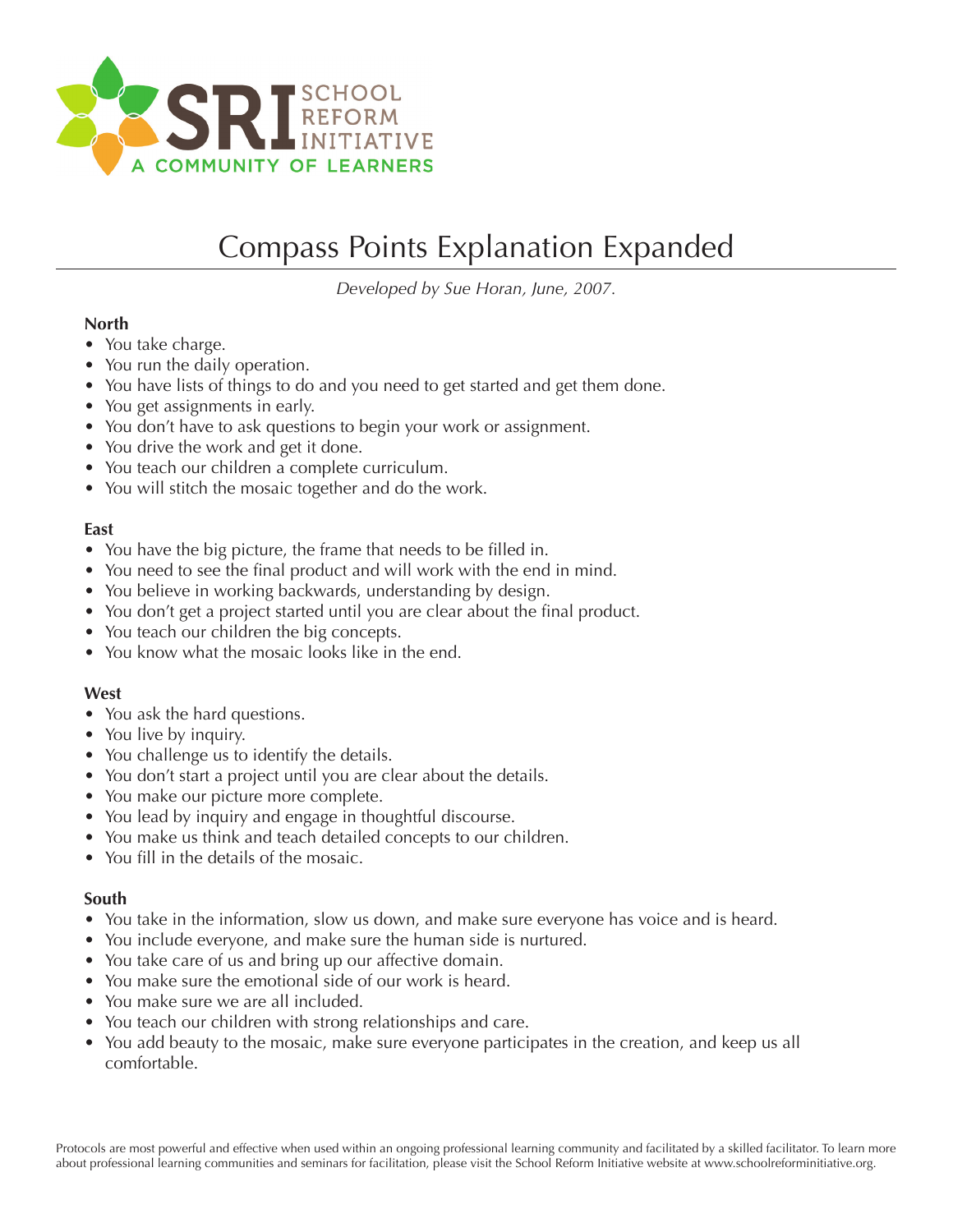# Compass Points Explanation Expanded

*Developed by Sue Horan, June, 2007.*

**North**

- You take charge.
- You run the daily operation.
- You have lists of things to do and you need to get started and get them done.
- You get assignments in early.
- You don't have to ask questions to begin your work or assignment.
- You drive the work and get it done.
- You teach our children a complete curriculum.
- You will stitch the mosaic together and do the work.

**East**

- You have the big picture, the frame that needs to be filled in.
- You need to see the final product and will work with the end in mind.
- You believe in working backwards, understanding by design.
- You don't get a project started until you are clear about the final product.
- You teach our children the big concepts.
- You know what the mosaic looks like in the end.

**West**

- You ask the hard questions.
- You live by inquiry.
- You challenge us to identify the details.
- You don't start a project until you are clear about the details.
- You make our picture more complete.
- You lead by inquiry and engage in thoughtful discourse.
- You make us think and teach detailed concepts to our children.
- You fill in the details of the mosaic.

**South**

- You take in the information, slow us down, and make sure everyone has voice and is heard.
- You include everyone, and make sure the human side is nurtured.
- You take care of us and bring up our affective domain.
- You make sure the emotional side of our work is heard.
- You make sure we are all included.
- You teach our children with strong relationships and care.
- You add beauty to the mosaic, make sure everyone participates in the creation, and keep us all comfortable.

Protocols are most powerful and effective when used within an ongoing professional learning community and facilitated by a skilled facilitator. To learn more about professional learning communities and seminars for facilitation, please visit the School Reform Initiative website at www.schoolreforminitiative.org.